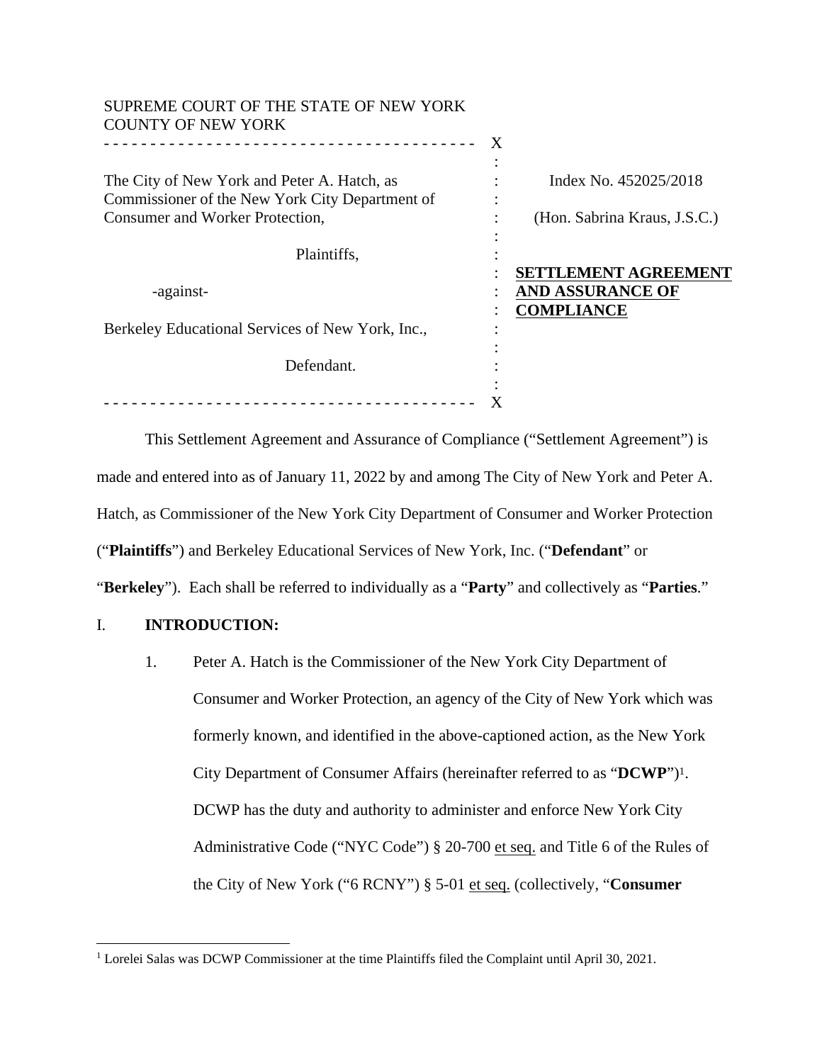SUPREME COURT OF THE STATE OF NEW YORK
COUNTY OF NEW YORK

| | | |
|---|---|---|
| The City of New York and Peter A. Hatch, as Commissioner of the New York City Department of Consumer and Worker Protection, | : | Index No. 452025/2018 |
| Plaintiffs, | : | (Hon. Sabrina Kraus, J.S.C.) |
| -against- | : | **SETTLEMENT AGREEMENT AND ASSURANCE OF COMPLIANCE** |
| Berkeley Educational Services of New York, Inc., | : | |
| Defendant. | : | |

This Settlement Agreement and Assurance of Compliance ("Settlement Agreement") is made and entered into as of January 11, 2022 by and among The City of New York and Peter A. Hatch, as Commissioner of the New York City Department of Consumer and Worker Protection ("**Plaintiffs**") and Berkeley Educational Services of New York, Inc. ("**Defendant**" or "**Berkeley**"). Each shall be referred to individually as a "**Party**" and collectively as "**Parties**."

## I. INTRODUCTION:

1. Peter A. Hatch is the Commissioner of the New York City Department of Consumer and Worker Protection, an agency of the City of New York which was formerly known, and identified in the above-captioned action, as the New York City Department of Consumer Affairs (hereinafter referred to as "**DCWP**")[1]. DCWP has the duty and authority to administer and enforce New York City Administrative Code ("NYC Code") § 20-700 et seq. and Title 6 of the Rules of the City of New York ("6 RCNY") § 5-01 et seq. (collectively, "**Consumer**

[1] Lorelei Salas was DCWP Commissioner at the time Plaintiffs filed the Complaint until April 30, 2021.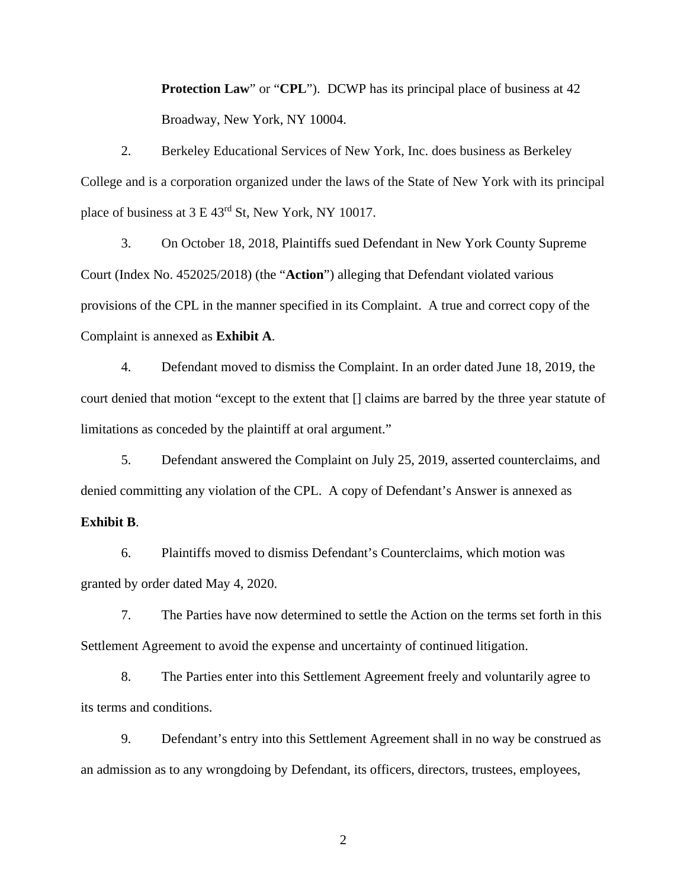**Protection Law**" or "**CPL**"). DCWP has its principal place of business at 42 Broadway, New York, NY 10004.

2. Berkeley Educational Services of New York, Inc. does business as Berkeley College and is a corporation organized under the laws of the State of New York with its principal place of business at 3 E 43rd St, New York, NY 10017.

3. On October 18, 2018, Plaintiffs sued Defendant in New York County Supreme Court (Index No. 452025/2018) (the "**Action**") alleging that Defendant violated various provisions of the CPL in the manner specified in its Complaint. A true and correct copy of the Complaint is annexed as **Exhibit A**.

4. Defendant moved to dismiss the Complaint. In an order dated June 18, 2019, the court denied that motion "except to the extent that [] claims are barred by the three year statute of limitations as conceded by the plaintiff at oral argument."

5. Defendant answered the Complaint on July 25, 2019, asserted counterclaims, and denied committing any violation of the CPL. A copy of Defendant's Answer is annexed as **Exhibit B**.

6. Plaintiffs moved to dismiss Defendant's Counterclaims, which motion was granted by order dated May 4, 2020.

7. The Parties have now determined to settle the Action on the terms set forth in this Settlement Agreement to avoid the expense and uncertainty of continued litigation.

8. The Parties enter into this Settlement Agreement freely and voluntarily agree to its terms and conditions.

9. Defendant's entry into this Settlement Agreement shall in no way be construed as an admission as to any wrongdoing by Defendant, its officers, directors, trustees, employees,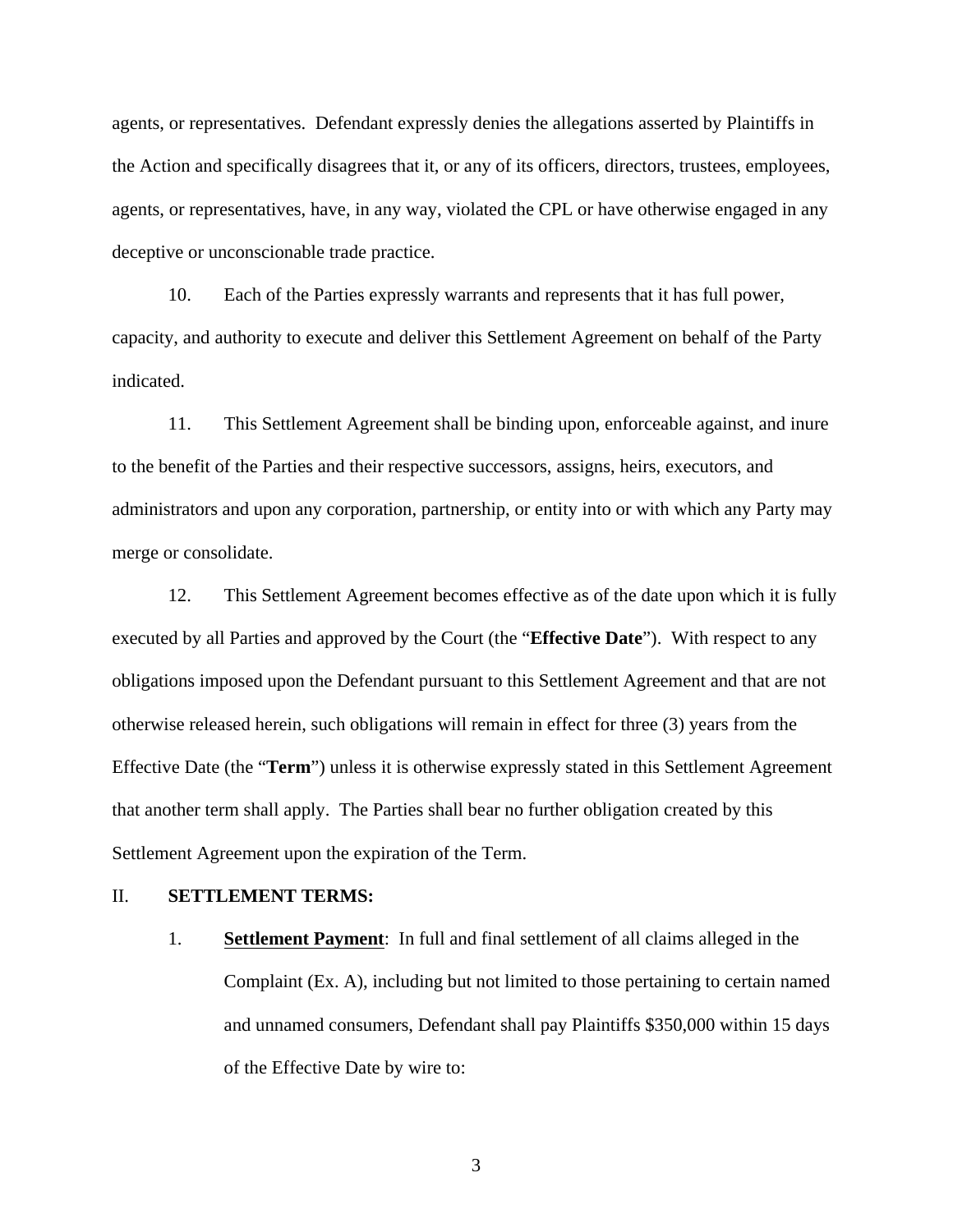agents, or representatives. Defendant expressly denies the allegations asserted by Plaintiffs in the Action and specifically disagrees that it, or any of its officers, directors, trustees, employees, agents, or representatives, have, in any way, violated the CPL or have otherwise engaged in any deceptive or unconscionable trade practice.

10. Each of the Parties expressly warrants and represents that it has full power, capacity, and authority to execute and deliver this Settlement Agreement on behalf of the Party indicated.

11. This Settlement Agreement shall be binding upon, enforceable against, and inure to the benefit of the Parties and their respective successors, assigns, heirs, executors, and administrators and upon any corporation, partnership, or entity into or with which any Party may merge or consolidate.

12. This Settlement Agreement becomes effective as of the date upon which it is fully executed by all Parties and approved by the Court (the "**Effective Date**"). With respect to any obligations imposed upon the Defendant pursuant to this Settlement Agreement and that are not otherwise released herein, such obligations will remain in effect for three (3) years from the Effective Date (the "**Term**") unless it is otherwise expressly stated in this Settlement Agreement that another term shall apply. The Parties shall bear no further obligation created by this Settlement Agreement upon the expiration of the Term.

## II. SETTLEMENT TERMS:

1. **<u>Settlement Payment</u>**: In full and final settlement of all claims alleged in the Complaint (Ex. A), including but not limited to those pertaining to certain named and unnamed consumers, Defendant shall pay Plaintiffs $350,000 within 15 days of the Effective Date by wire to: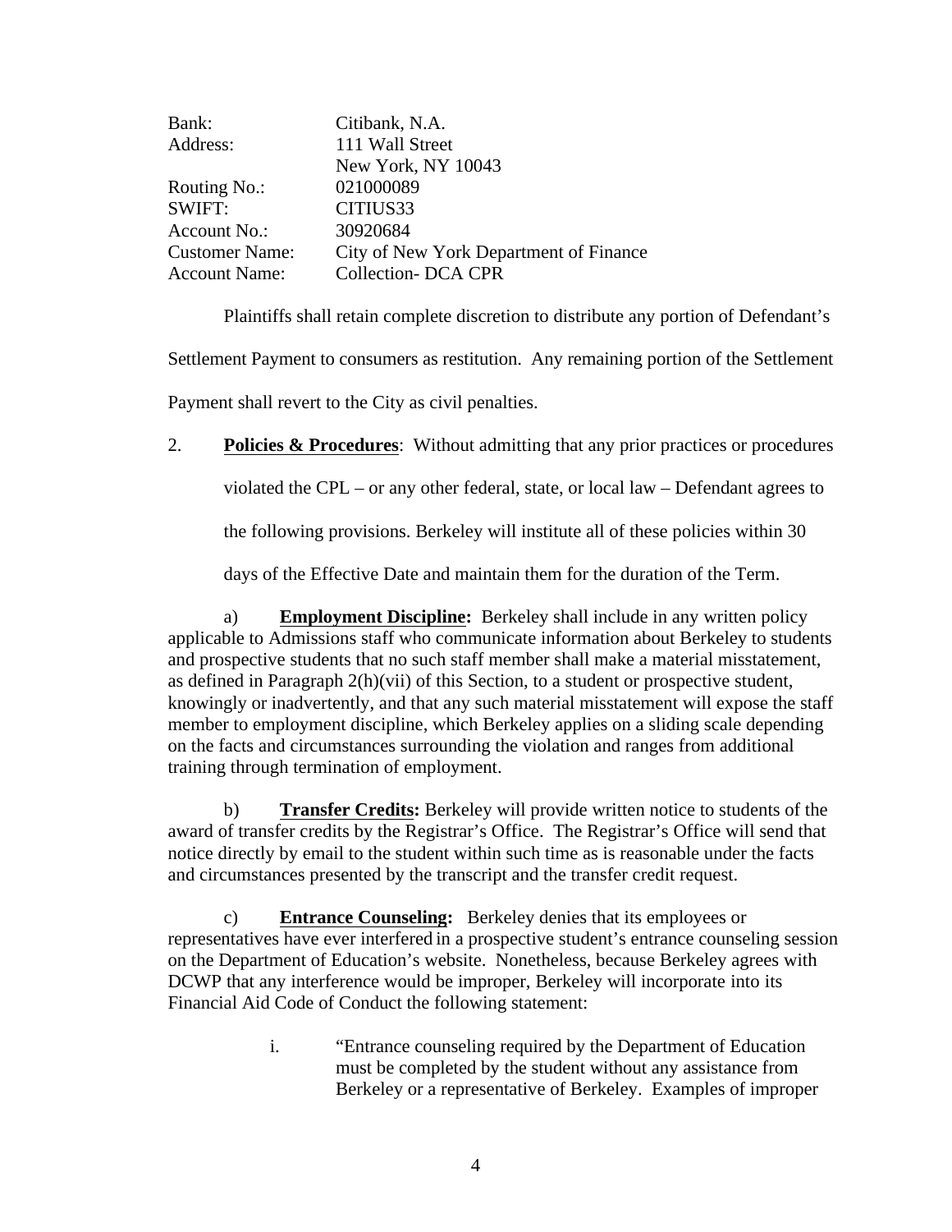| | |
|---|---|
| Bank: | Citibank, N.A. |
| Address: | 111 Wall Street<br>New York, NY 10043 |
| Routing No.: | 021000089 |
| SWIFT: | CITIUS33 |
| Account No.: | 30920684 |
| Customer Name: | City of New York Department of Finance |
| Account Name: | Collection- DCA CPR |

Plaintiffs shall retain complete discretion to distribute any portion of Defendant's Settlement Payment to consumers as restitution. Any remaining portion of the Settlement Payment shall revert to the City as civil penalties.

2. **Policies & Procedures**: Without admitting that any prior practices or procedures violated the CPL – or any other federal, state, or local law – Defendant agrees to the following provisions. Berkeley will institute all of these policies within 30 days of the Effective Date and maintain them for the duration of the Term.

a) **Employment Discipline:** Berkeley shall include in any written policy applicable to Admissions staff who communicate information about Berkeley to students and prospective students that no such staff member shall make a material misstatement, as defined in Paragraph 2(h)(vii) of this Section, to a student or prospective student, knowingly or inadvertently, and that any such material misstatement will expose the staff member to employment discipline, which Berkeley applies on a sliding scale depending on the facts and circumstances surrounding the violation and ranges from additional training through termination of employment.

b) **Transfer Credits:** Berkeley will provide written notice to students of the award of transfer credits by the Registrar's Office. The Registrar's Office will send that notice directly by email to the student within such time as is reasonable under the facts and circumstances presented by the transcript and the transfer credit request.

c) **Entrance Counseling:** Berkeley denies that its employees or representatives have ever interfered in a prospective student's entrance counseling session on the Department of Education's website. Nonetheless, because Berkeley agrees with DCWP that any interference would be improper, Berkeley will incorporate into its Financial Aid Code of Conduct the following statement:

i. "Entrance counseling required by the Department of Education must be completed by the student without any assistance from Berkeley or a representative of Berkeley. Examples of improper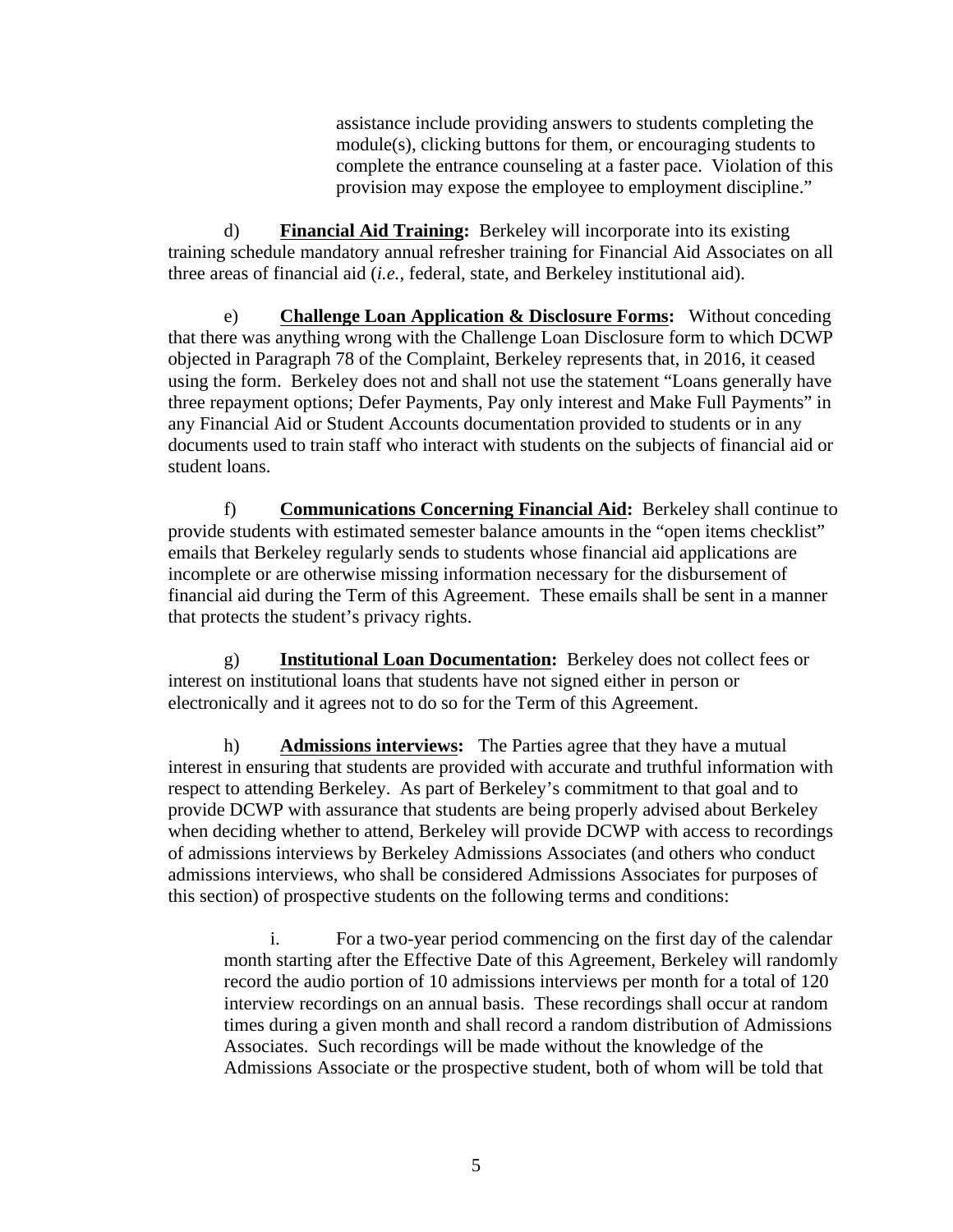assistance include providing answers to students completing the module(s), clicking buttons for them, or encouraging students to complete the entrance counseling at a faster pace. Violation of this provision may expose the employee to employment discipline."

d) **Financial Aid Training:** Berkeley will incorporate into its existing training schedule mandatory annual refresher training for Financial Aid Associates on all three areas of financial aid (*i.e.*, federal, state, and Berkeley institutional aid).

e) **Challenge Loan Application & Disclosure Forms:** Without conceding that there was anything wrong with the Challenge Loan Disclosure form to which DCWP objected in Paragraph 78 of the Complaint, Berkeley represents that, in 2016, it ceased using the form. Berkeley does not and shall not use the statement "Loans generally have three repayment options; Defer Payments, Pay only interest and Make Full Payments" in any Financial Aid or Student Accounts documentation provided to students or in any documents used to train staff who interact with students on the subjects of financial aid or student loans.

f) **Communications Concerning Financial Aid:** Berkeley shall continue to provide students with estimated semester balance amounts in the "open items checklist" emails that Berkeley regularly sends to students whose financial aid applications are incomplete or are otherwise missing information necessary for the disbursement of financial aid during the Term of this Agreement. These emails shall be sent in a manner that protects the student's privacy rights.

g) **Institutional Loan Documentation:** Berkeley does not collect fees or interest on institutional loans that students have not signed either in person or electronically and it agrees not to do so for the Term of this Agreement.

h) **Admissions interviews:** The Parties agree that they have a mutual interest in ensuring that students are provided with accurate and truthful information with respect to attending Berkeley. As part of Berkeley's commitment to that goal and to provide DCWP with assurance that students are being properly advised about Berkeley when deciding whether to attend, Berkeley will provide DCWP with access to recordings of admissions interviews by Berkeley Admissions Associates (and others who conduct admissions interviews, who shall be considered Admissions Associates for purposes of this section) of prospective students on the following terms and conditions:

i. For a two-year period commencing on the first day of the calendar month starting after the Effective Date of this Agreement, Berkeley will randomly record the audio portion of 10 admissions interviews per month for a total of 120 interview recordings on an annual basis. These recordings shall occur at random times during a given month and shall record a random distribution of Admissions Associates. Such recordings will be made without the knowledge of the Admissions Associate or the prospective student, both of whom will be told that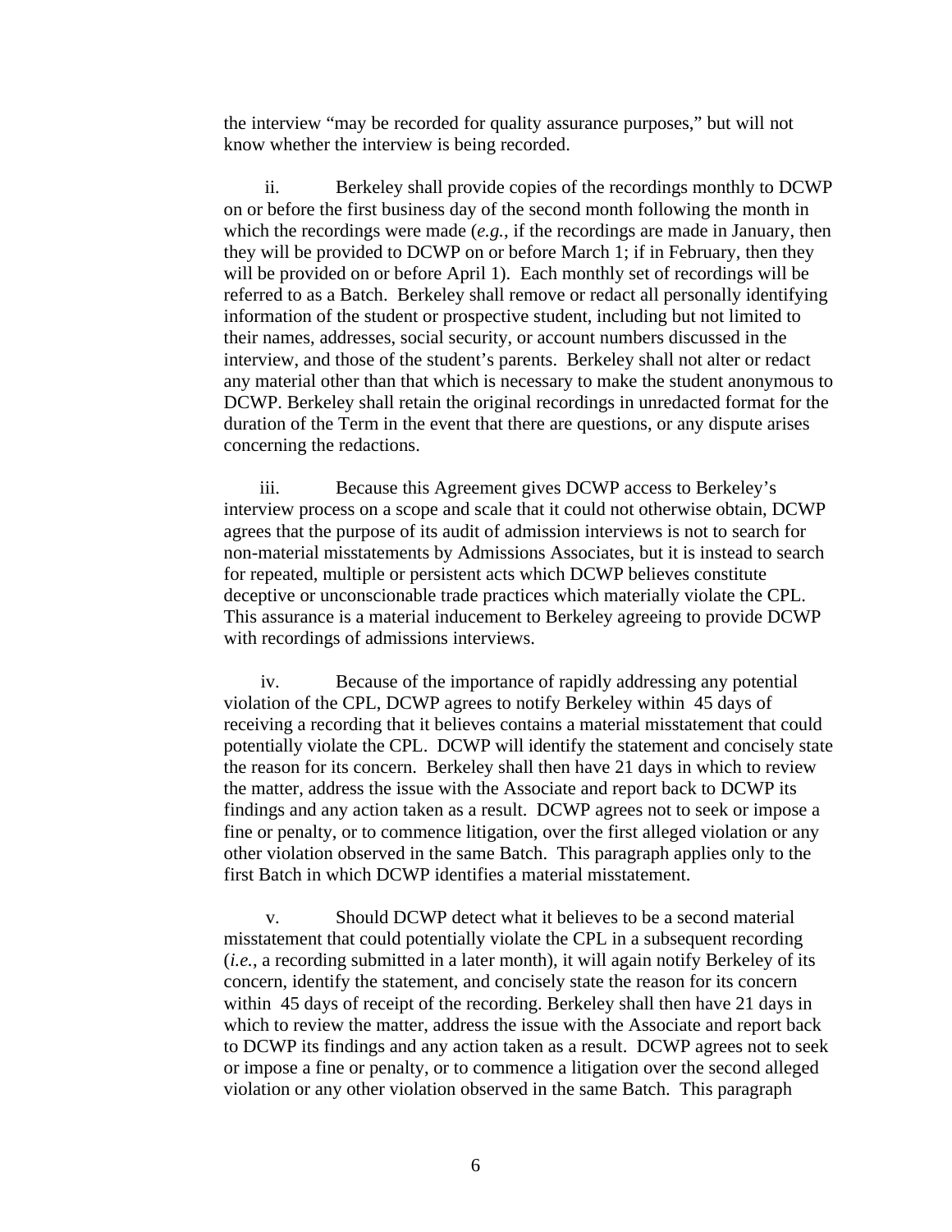the interview "may be recorded for quality assurance purposes," but will not know whether the interview is being recorded.

ii. Berkeley shall provide copies of the recordings monthly to DCWP on or before the first business day of the second month following the month in which the recordings were made (*e.g.*, if the recordings are made in January, then they will be provided to DCWP on or before March 1; if in February, then they will be provided on or before April 1). Each monthly set of recordings will be referred to as a Batch. Berkeley shall remove or redact all personally identifying information of the student or prospective student, including but not limited to their names, addresses, social security, or account numbers discussed in the interview, and those of the student's parents. Berkeley shall not alter or redact any material other than that which is necessary to make the student anonymous to DCWP. Berkeley shall retain the original recordings in unredacted format for the duration of the Term in the event that there are questions, or any dispute arises concerning the redactions.

iii. Because this Agreement gives DCWP access to Berkeley's interview process on a scope and scale that it could not otherwise obtain, DCWP agrees that the purpose of its audit of admission interviews is not to search for non-material misstatements by Admissions Associates, but it is instead to search for repeated, multiple or persistent acts which DCWP believes constitute deceptive or unconscionable trade practices which materially violate the CPL. This assurance is a material inducement to Berkeley agreeing to provide DCWP with recordings of admissions interviews.

iv. Because of the importance of rapidly addressing any potential violation of the CPL, DCWP agrees to notify Berkeley within 45 days of receiving a recording that it believes contains a material misstatement that could potentially violate the CPL. DCWP will identify the statement and concisely state the reason for its concern. Berkeley shall then have 21 days in which to review the matter, address the issue with the Associate and report back to DCWP its findings and any action taken as a result. DCWP agrees not to seek or impose a fine or penalty, or to commence litigation, over the first alleged violation or any other violation observed in the same Batch. This paragraph applies only to the first Batch in which DCWP identifies a material misstatement.

v. Should DCWP detect what it believes to be a second material misstatement that could potentially violate the CPL in a subsequent recording (*i.e.*, a recording submitted in a later month), it will again notify Berkeley of its concern, identify the statement, and concisely state the reason for its concern within 45 days of receipt of the recording. Berkeley shall then have 21 days in which to review the matter, address the issue with the Associate and report back to DCWP its findings and any action taken as a result. DCWP agrees not to seek or impose a fine or penalty, or to commence a litigation over the second alleged violation or any other violation observed in the same Batch. This paragraph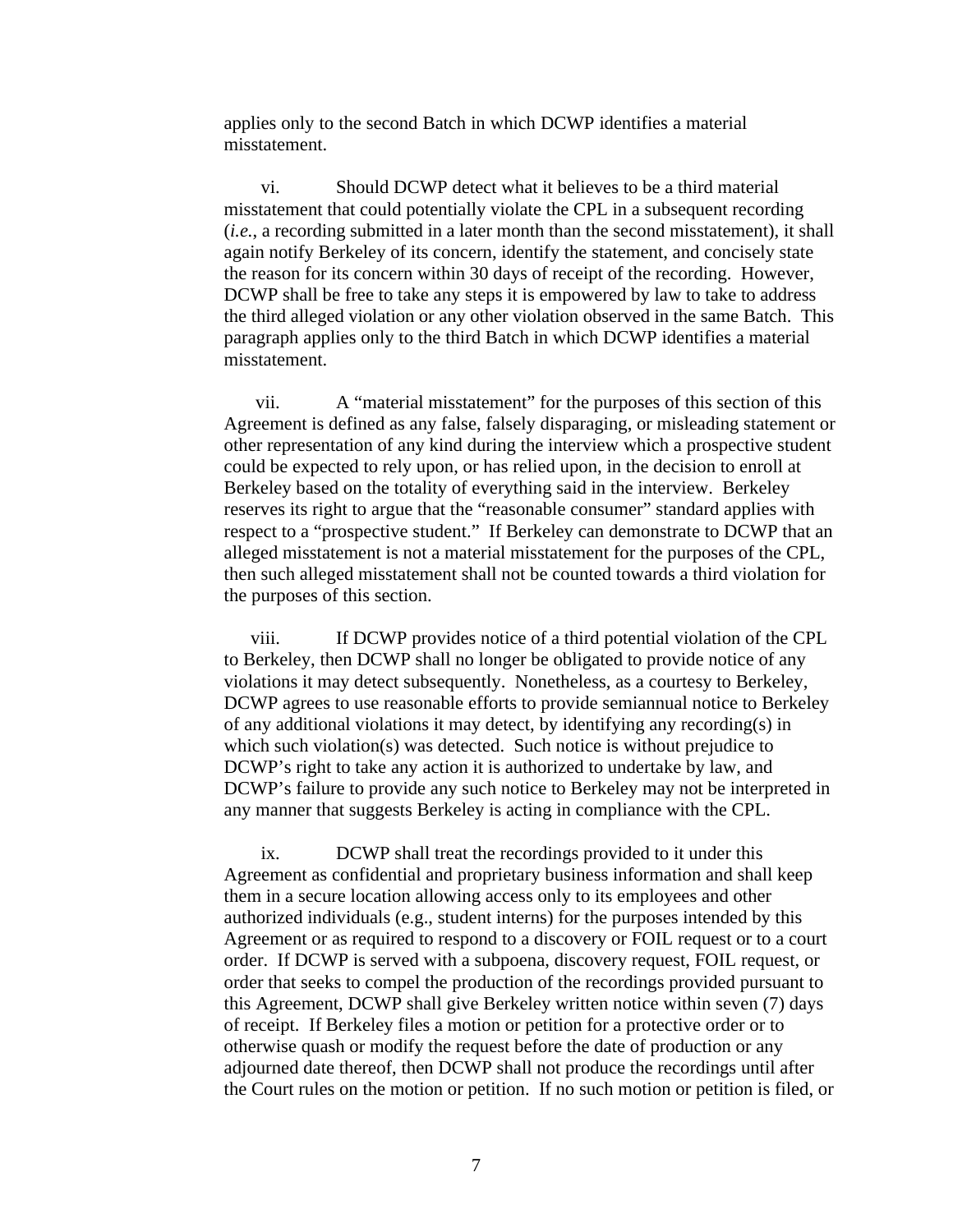applies only to the second Batch in which DCWP identifies a material misstatement.

vi. Should DCWP detect what it believes to be a third material misstatement that could potentially violate the CPL in a subsequent recording (*i.e.*, a recording submitted in a later month than the second misstatement), it shall again notify Berkeley of its concern, identify the statement, and concisely state the reason for its concern within 30 days of receipt of the recording. However, DCWP shall be free to take any steps it is empowered by law to take to address the third alleged violation or any other violation observed in the same Batch. This paragraph applies only to the third Batch in which DCWP identifies a material misstatement.

vii. A "material misstatement" for the purposes of this section of this Agreement is defined as any false, falsely disparaging, or misleading statement or other representation of any kind during the interview which a prospective student could be expected to rely upon, or has relied upon, in the decision to enroll at Berkeley based on the totality of everything said in the interview. Berkeley reserves its right to argue that the "reasonable consumer" standard applies with respect to a "prospective student." If Berkeley can demonstrate to DCWP that an alleged misstatement is not a material misstatement for the purposes of the CPL, then such alleged misstatement shall not be counted towards a third violation for the purposes of this section.

viii. If DCWP provides notice of a third potential violation of the CPL to Berkeley, then DCWP shall no longer be obligated to provide notice of any violations it may detect subsequently. Nonetheless, as a courtesy to Berkeley, DCWP agrees to use reasonable efforts to provide semiannual notice to Berkeley of any additional violations it may detect, by identifying any recording(s) in which such violation(s) was detected. Such notice is without prejudice to DCWP's right to take any action it is authorized to undertake by law, and DCWP's failure to provide any such notice to Berkeley may not be interpreted in any manner that suggests Berkeley is acting in compliance with the CPL.

ix. DCWP shall treat the recordings provided to it under this Agreement as confidential and proprietary business information and shall keep them in a secure location allowing access only to its employees and other authorized individuals (e.g., student interns) for the purposes intended by this Agreement or as required to respond to a discovery or FOIL request or to a court order. If DCWP is served with a subpoena, discovery request, FOIL request, or order that seeks to compel the production of the recordings provided pursuant to this Agreement, DCWP shall give Berkeley written notice within seven (7) days of receipt. If Berkeley files a motion or petition for a protective order or to otherwise quash or modify the request before the date of production or any adjourned date thereof, then DCWP shall not produce the recordings until after the Court rules on the motion or petition. If no such motion or petition is filed, or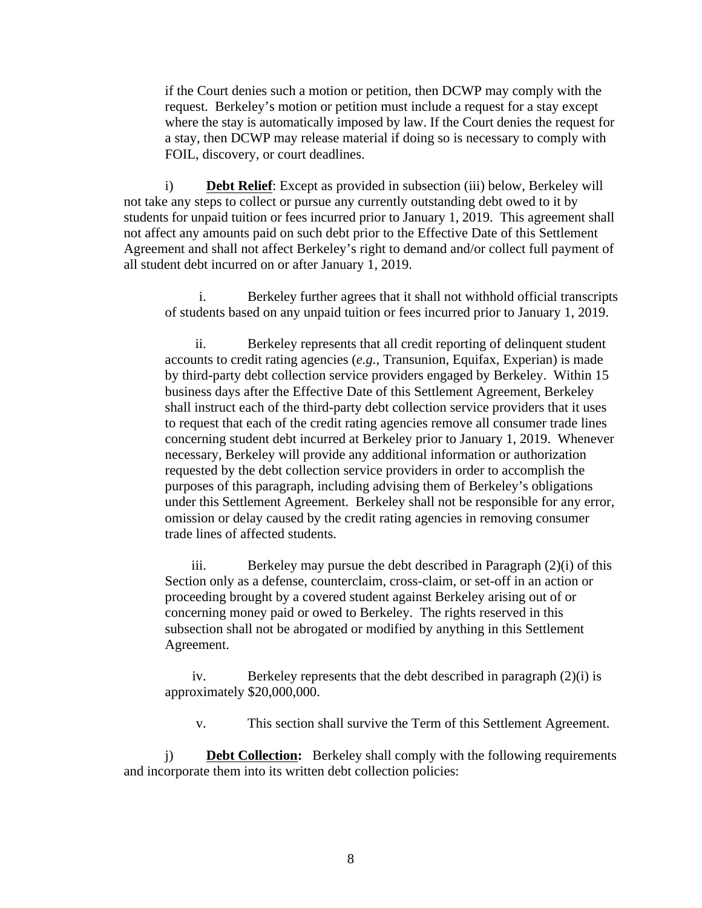if the Court denies such a motion or petition, then DCWP may comply with the request. Berkeley's motion or petition must include a request for a stay except where the stay is automatically imposed by law. If the Court denies the request for a stay, then DCWP may release material if doing so is necessary to comply with FOIL, discovery, or court deadlines.

i) **Debt Relief**: Except as provided in subsection (iii) below, Berkeley will not take any steps to collect or pursue any currently outstanding debt owed to it by students for unpaid tuition or fees incurred prior to January 1, 2019. This agreement shall not affect any amounts paid on such debt prior to the Effective Date of this Settlement Agreement and shall not affect Berkeley's right to demand and/or collect full payment of all student debt incurred on or after January 1, 2019.

i. Berkeley further agrees that it shall not withhold official transcripts of students based on any unpaid tuition or fees incurred prior to January 1, 2019.

ii. Berkeley represents that all credit reporting of delinquent student accounts to credit rating agencies (*e.g.*, Transunion, Equifax, Experian) is made by third-party debt collection service providers engaged by Berkeley. Within 15 business days after the Effective Date of this Settlement Agreement, Berkeley shall instruct each of the third-party debt collection service providers that it uses to request that each of the credit rating agencies remove all consumer trade lines concerning student debt incurred at Berkeley prior to January 1, 2019. Whenever necessary, Berkeley will provide any additional information or authorization requested by the debt collection service providers in order to accomplish the purposes of this paragraph, including advising them of Berkeley's obligations under this Settlement Agreement. Berkeley shall not be responsible for any error, omission or delay caused by the credit rating agencies in removing consumer trade lines of affected students.

iii. Berkeley may pursue the debt described in Paragraph (2)(i) of this Section only as a defense, counterclaim, cross-claim, or set-off in an action or proceeding brought by a covered student against Berkeley arising out of or concerning money paid or owed to Berkeley. The rights reserved in this subsection shall not be abrogated or modified by anything in this Settlement Agreement.

iv. Berkeley represents that the debt described in paragraph (2)(i) is approximately $20,000,000.

v. This section shall survive the Term of this Settlement Agreement.

j) **Debt Collection:** Berkeley shall comply with the following requirements and incorporate them into its written debt collection policies: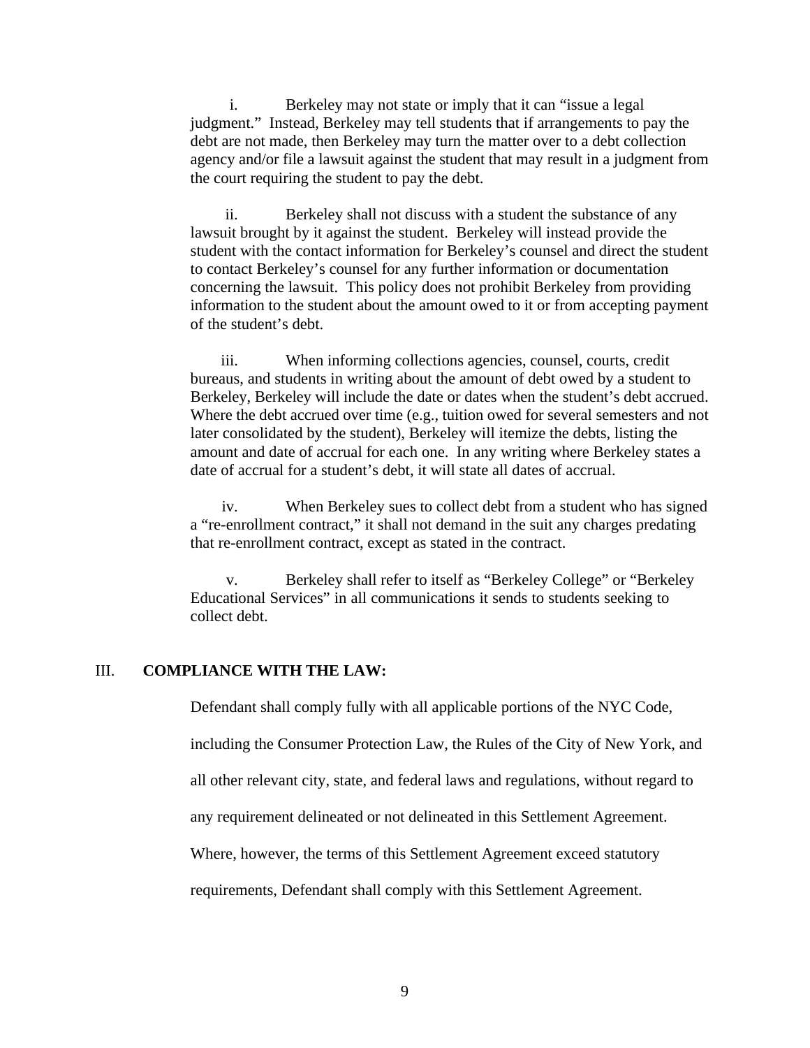i. Berkeley may not state or imply that it can "issue a legal judgment." Instead, Berkeley may tell students that if arrangements to pay the debt are not made, then Berkeley may turn the matter over to a debt collection agency and/or file a lawsuit against the student that may result in a judgment from the court requiring the student to pay the debt.

ii. Berkeley shall not discuss with a student the substance of any lawsuit brought by it against the student. Berkeley will instead provide the student with the contact information for Berkeley's counsel and direct the student to contact Berkeley's counsel for any further information or documentation concerning the lawsuit. This policy does not prohibit Berkeley from providing information to the student about the amount owed to it or from accepting payment of the student's debt.

iii. When informing collections agencies, counsel, courts, credit bureaus, and students in writing about the amount of debt owed by a student to Berkeley, Berkeley will include the date or dates when the student's debt accrued. Where the debt accrued over time (e.g., tuition owed for several semesters and not later consolidated by the student), Berkeley will itemize the debts, listing the amount and date of accrual for each one. In any writing where Berkeley states a date of accrual for a student's debt, it will state all dates of accrual.

iv. When Berkeley sues to collect debt from a student who has signed a "re-enrollment contract," it shall not demand in the suit any charges predating that re-enrollment contract, except as stated in the contract.

v. Berkeley shall refer to itself as "Berkeley College" or "Berkeley Educational Services" in all communications it sends to students seeking to collect debt.

## III. COMPLIANCE WITH THE LAW:

Defendant shall comply fully with all applicable portions of the NYC Code, including the Consumer Protection Law, the Rules of the City of New York, and all other relevant city, state, and federal laws and regulations, without regard to any requirement delineated or not delineated in this Settlement Agreement. Where, however, the terms of this Settlement Agreement exceed statutory requirements, Defendant shall comply with this Settlement Agreement.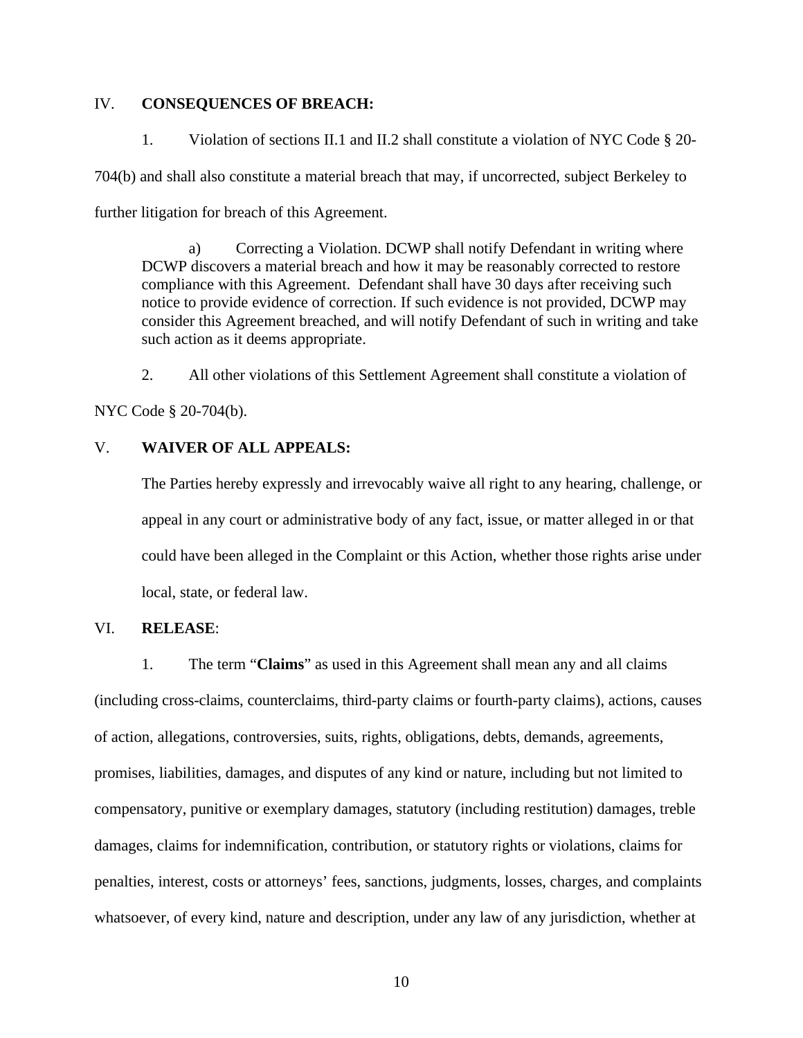## IV. CONSEQUENCES OF BREACH:

1. Violation of sections II.1 and II.2 shall constitute a violation of NYC Code § 20-704(b) and shall also constitute a material breach that may, if uncorrected, subject Berkeley to further litigation for breach of this Agreement.

   a) Correcting a Violation. DCWP shall notify Defendant in writing where DCWP discovers a material breach and how it may be reasonably corrected to restore compliance with this Agreement. Defendant shall have 30 days after receiving such notice to provide evidence of correction. If such evidence is not provided, DCWP may consider this Agreement breached, and will notify Defendant of such in writing and take such action as it deems appropriate.

2. All other violations of this Settlement Agreement shall constitute a violation of NYC Code § 20-704(b).

## V. WAIVER OF ALL APPEALS:

The Parties hereby expressly and irrevocably waive all right to any hearing, challenge, or appeal in any court or administrative body of any fact, issue, or matter alleged in or that could have been alleged in the Complaint or this Action, whether those rights arise under local, state, or federal law.

## VI. RELEASE:

1. The term "**Claims**" as used in this Agreement shall mean any and all claims (including cross-claims, counterclaims, third-party claims or fourth-party claims), actions, causes of action, allegations, controversies, suits, rights, obligations, debts, demands, agreements, promises, liabilities, damages, and disputes of any kind or nature, including but not limited to compensatory, punitive or exemplary damages, statutory (including restitution) damages, treble damages, claims for indemnification, contribution, or statutory rights or violations, claims for penalties, interest, costs or attorneys' fees, sanctions, judgments, losses, charges, and complaints whatsoever, of every kind, nature and description, under any law of any jurisdiction, whether at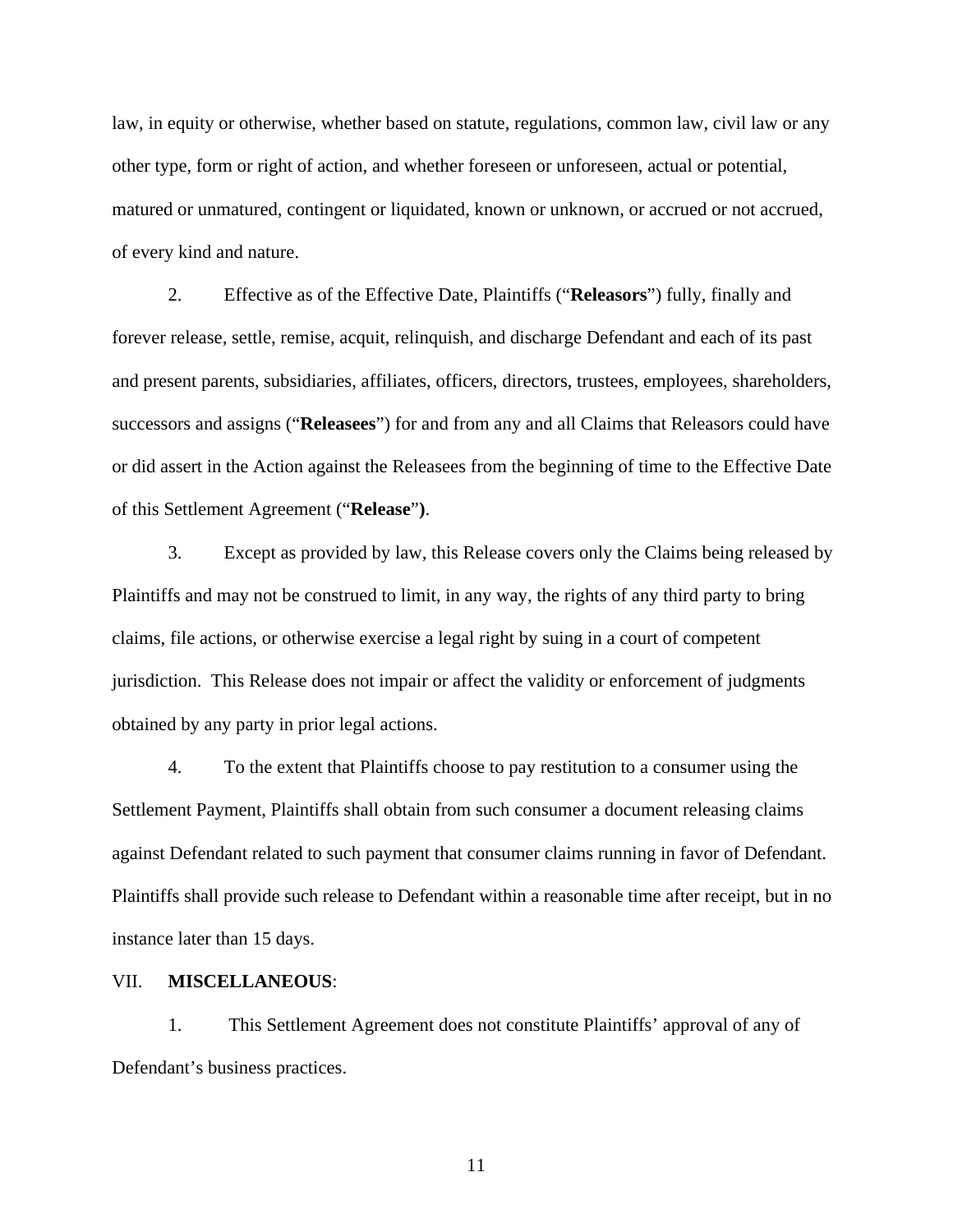law, in equity or otherwise, whether based on statute, regulations, common law, civil law or any other type, form or right of action, and whether foreseen or unforeseen, actual or potential, matured or unmatured, contingent or liquidated, known or unknown, or accrued or not accrued, of every kind and nature.

2. Effective as of the Effective Date, Plaintiffs ("**Releasors**") fully, finally and forever release, settle, remise, acquit, relinquish, and discharge Defendant and each of its past and present parents, subsidiaries, affiliates, officers, directors, trustees, employees, shareholders, successors and assigns ("**Releasees**") for and from any and all Claims that Releasors could have or did assert in the Action against the Releasees from the beginning of time to the Effective Date of this Settlement Agreement ("**Release**").

3. Except as provided by law, this Release covers only the Claims being released by Plaintiffs and may not be construed to limit, in any way, the rights of any third party to bring claims, file actions, or otherwise exercise a legal right by suing in a court of competent jurisdiction. This Release does not impair or affect the validity or enforcement of judgments obtained by any party in prior legal actions.

4. To the extent that Plaintiffs choose to pay restitution to a consumer using the Settlement Payment, Plaintiffs shall obtain from such consumer a document releasing claims against Defendant related to such payment that consumer claims running in favor of Defendant. Plaintiffs shall provide such release to Defendant within a reasonable time after receipt, but in no instance later than 15 days.

VII. **MISCELLANEOUS**:

1. This Settlement Agreement does not constitute Plaintiffs' approval of any of Defendant's business practices.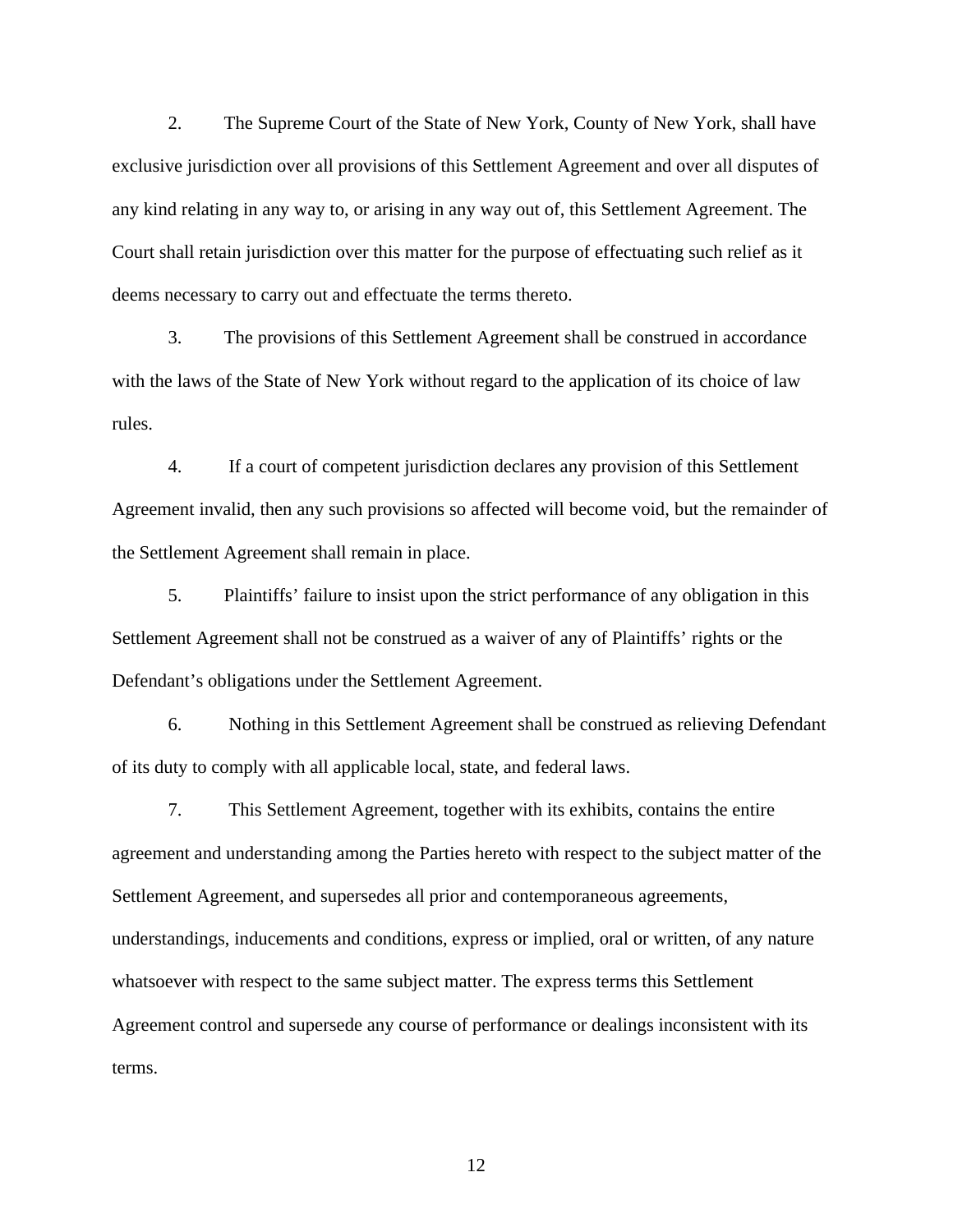2. The Supreme Court of the State of New York, County of New York, shall have exclusive jurisdiction over all provisions of this Settlement Agreement and over all disputes of any kind relating in any way to, or arising in any way out of, this Settlement Agreement. The Court shall retain jurisdiction over this matter for the purpose of effectuating such relief as it deems necessary to carry out and effectuate the terms thereto.

3. The provisions of this Settlement Agreement shall be construed in accordance with the laws of the State of New York without regard to the application of its choice of law rules.

4. If a court of competent jurisdiction declares any provision of this Settlement Agreement invalid, then any such provisions so affected will become void, but the remainder of the Settlement Agreement shall remain in place.

5. Plaintiffs' failure to insist upon the strict performance of any obligation in this Settlement Agreement shall not be construed as a waiver of any of Plaintiffs' rights or the Defendant's obligations under the Settlement Agreement.

6. Nothing in this Settlement Agreement shall be construed as relieving Defendant of its duty to comply with all applicable local, state, and federal laws.

7. This Settlement Agreement, together with its exhibits, contains the entire agreement and understanding among the Parties hereto with respect to the subject matter of the Settlement Agreement, and supersedes all prior and contemporaneous agreements, understandings, inducements and conditions, express or implied, oral or written, of any nature whatsoever with respect to the same subject matter. The express terms this Settlement Agreement control and supersede any course of performance or dealings inconsistent with its terms.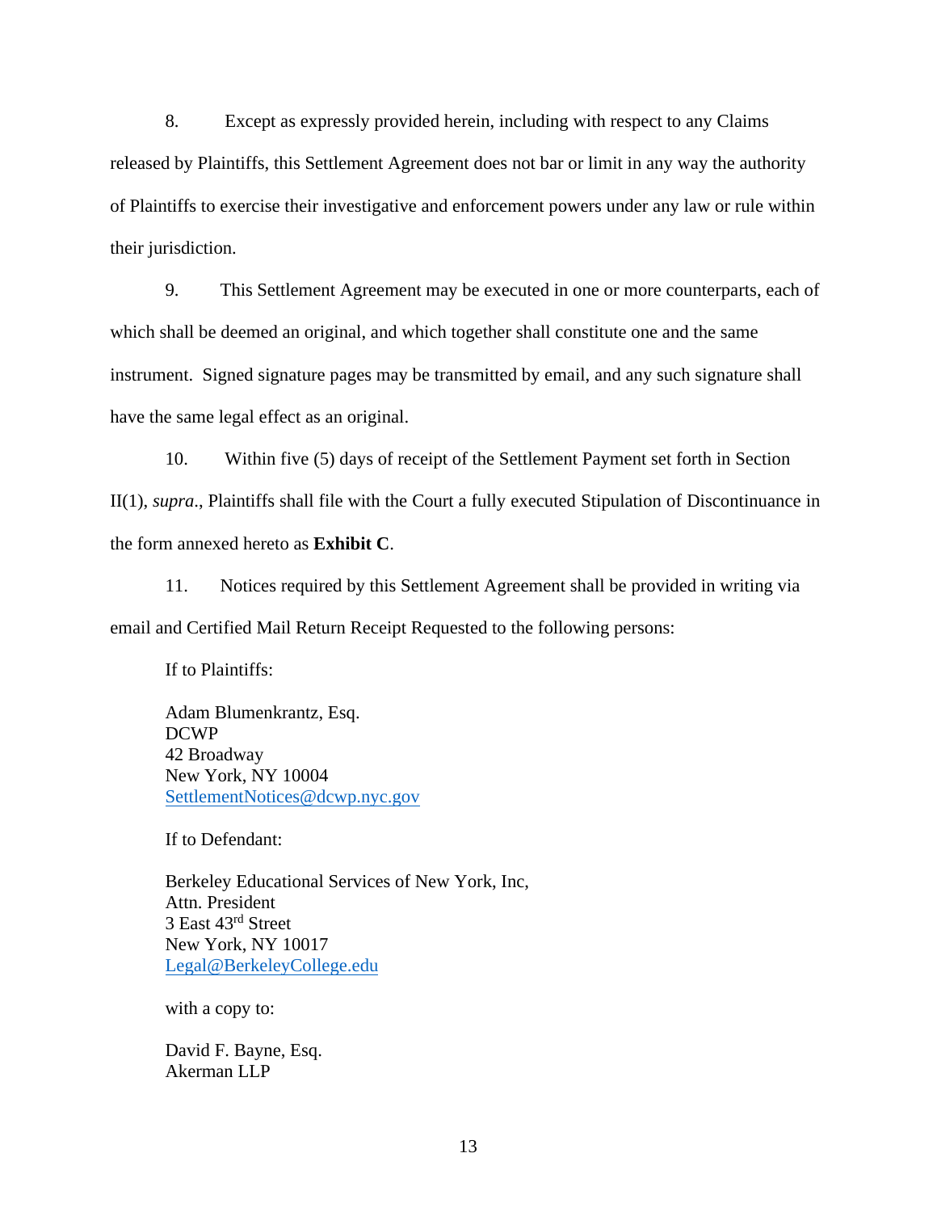8. Except as expressly provided herein, including with respect to any Claims released by Plaintiffs, this Settlement Agreement does not bar or limit in any way the authority of Plaintiffs to exercise their investigative and enforcement powers under any law or rule within their jurisdiction.

9. This Settlement Agreement may be executed in one or more counterparts, each of which shall be deemed an original, and which together shall constitute one and the same instrument. Signed signature pages may be transmitted by email, and any such signature shall have the same legal effect as an original.

10. Within five (5) days of receipt of the Settlement Payment set forth in Section II(1), *supra*., Plaintiffs shall file with the Court a fully executed Stipulation of Discontinuance in the form annexed hereto as **Exhibit C**.

11. Notices required by this Settlement Agreement shall be provided in writing via email and Certified Mail Return Receipt Requested to the following persons:

If to Plaintiffs:

Adam Blumenkrantz, Esq.
DCWP
42 Broadway
New York, NY 10004
SettlementNotices@dcwp.nyc.gov

If to Defendant:

Berkeley Educational Services of New York, Inc,
Attn. President
3 East 43rd Street
New York, NY 10017
Legal@BerkeleyCollege.edu

with a copy to:

David F. Bayne, Esq.
Akerman LLP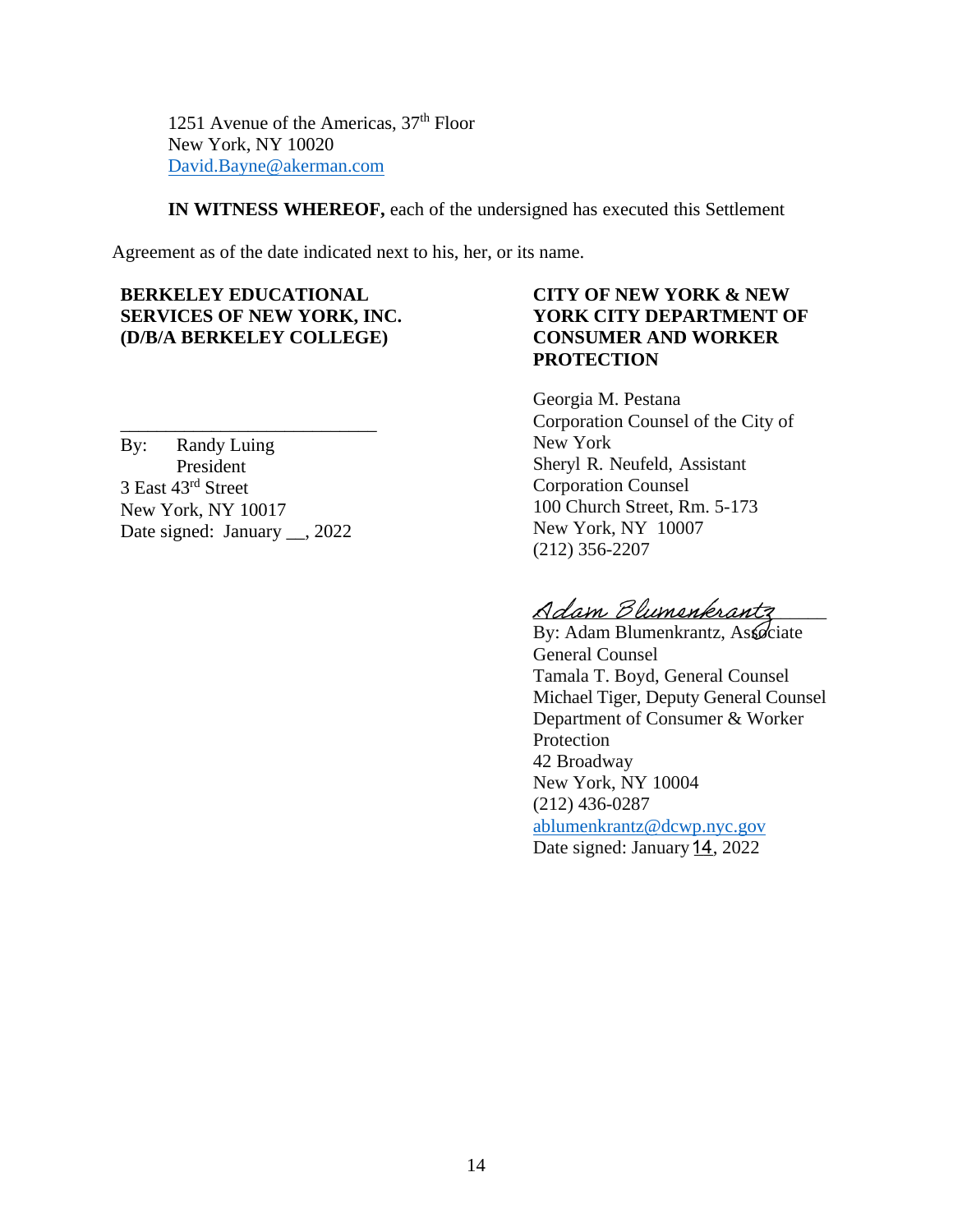1251 Avenue of the Americas, 37th Floor
New York, NY 10020
David.Bayne@akerman.com

**IN WITNESS WHEREOF,** each of the undersigned has executed this Settlement Agreement as of the date indicated next to his, her, or its name.

**BERKELEY EDUCATIONAL SERVICES OF NEW YORK, INC. (D/B/A BERKELEY COLLEGE)**

___________________________
By: Randy Luing
President
3 East 43rd Street
New York, NY 10017
Date signed: January __, 2022

**CITY OF NEW YORK & NEW YORK CITY DEPARTMENT OF CONSUMER AND WORKER PROTECTION**

Georgia M. Pestana
Corporation Counsel of the City of New York
Sheryl R. Neufeld, Assistant Corporation Counsel
100 Church Street, Rm. 5-173
New York, NY 10007
(212) 356-2207

*Adam Blumenkrantz*
By: Adam Blumenkrantz, Associate General Counsel
Tamala T. Boyd, General Counsel
Michael Tiger, Deputy General Counsel
Department of Consumer & Worker Protection
42 Broadway
New York, NY 10004
(212) 436-0287
ablumenkrantz@dcwp.nyc.gov
Date signed: January 14, 2022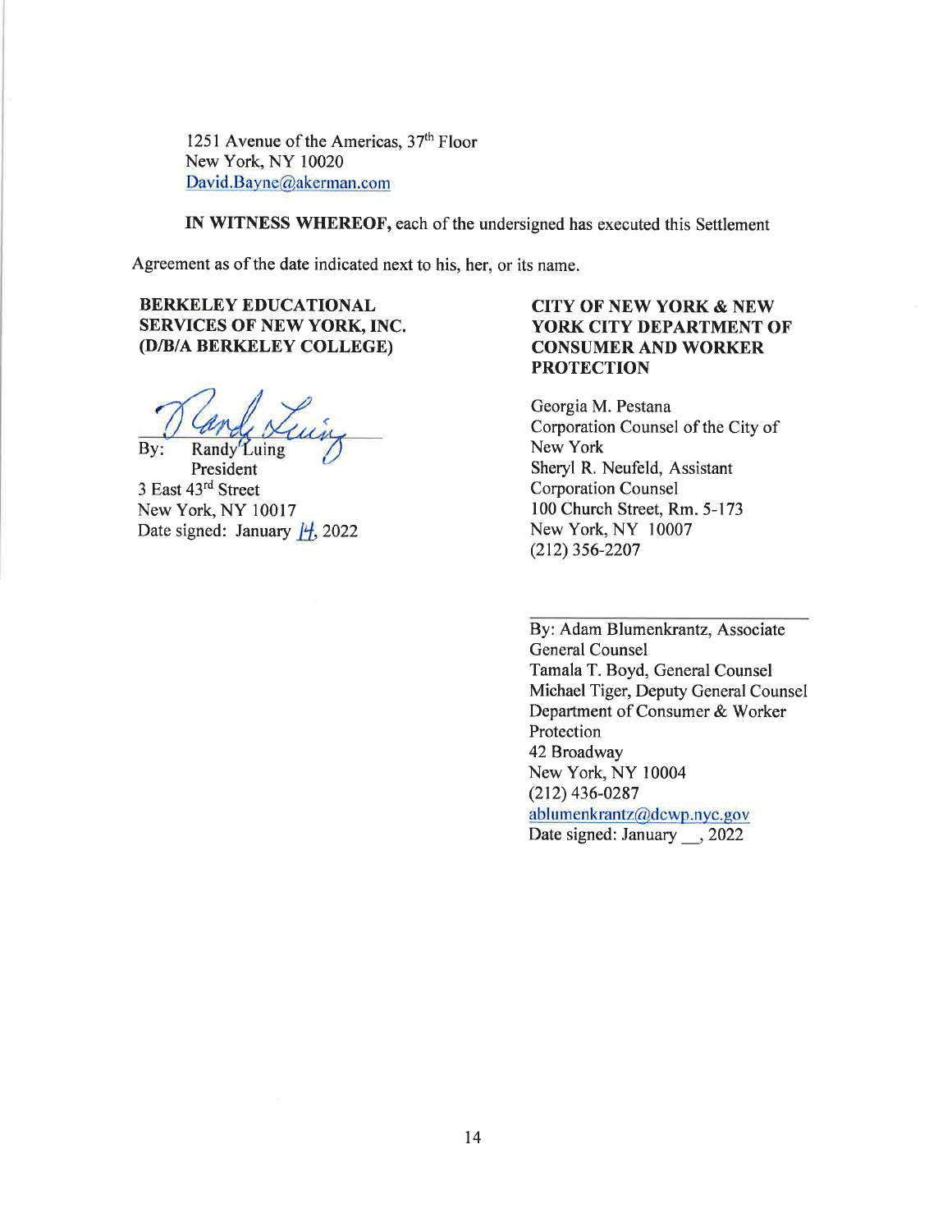1251 Avenue of the Americas, 37th Floor
New York, NY 10020
David.Bayne@akerman.com

**IN WITNESS WHEREOF,** each of the undersigned has executed this Settlement Agreement as of the date indicated next to his, her, or its name.

**BERKELEY EDUCATIONAL SERVICES OF NEW YORK, INC. (D/B/A BERKELEY COLLEGE)**

By: Randy Luing
President
3 East 43rd Street
New York, NY 10017
Date signed: January 14, 2022

**CITY OF NEW YORK & NEW YORK CITY DEPARTMENT OF CONSUMER AND WORKER PROTECTION**

Georgia M. Pestana
Corporation Counsel of the City of New York
Sheryl R. Neufeld, Assistant Corporation Counsel
100 Church Street, Rm. 5-173
New York, NY 10007
(212) 356-2207

By: Adam Blumenkrantz, Associate General Counsel
Tamala T. Boyd, General Counsel
Michael Tiger, Deputy General Counsel
Department of Consumer & Worker Protection
42 Broadway
New York, NY 10004
(212) 436-0287
ablumenkrantz@dcwp.nyc.gov
Date signed: January __, 2022